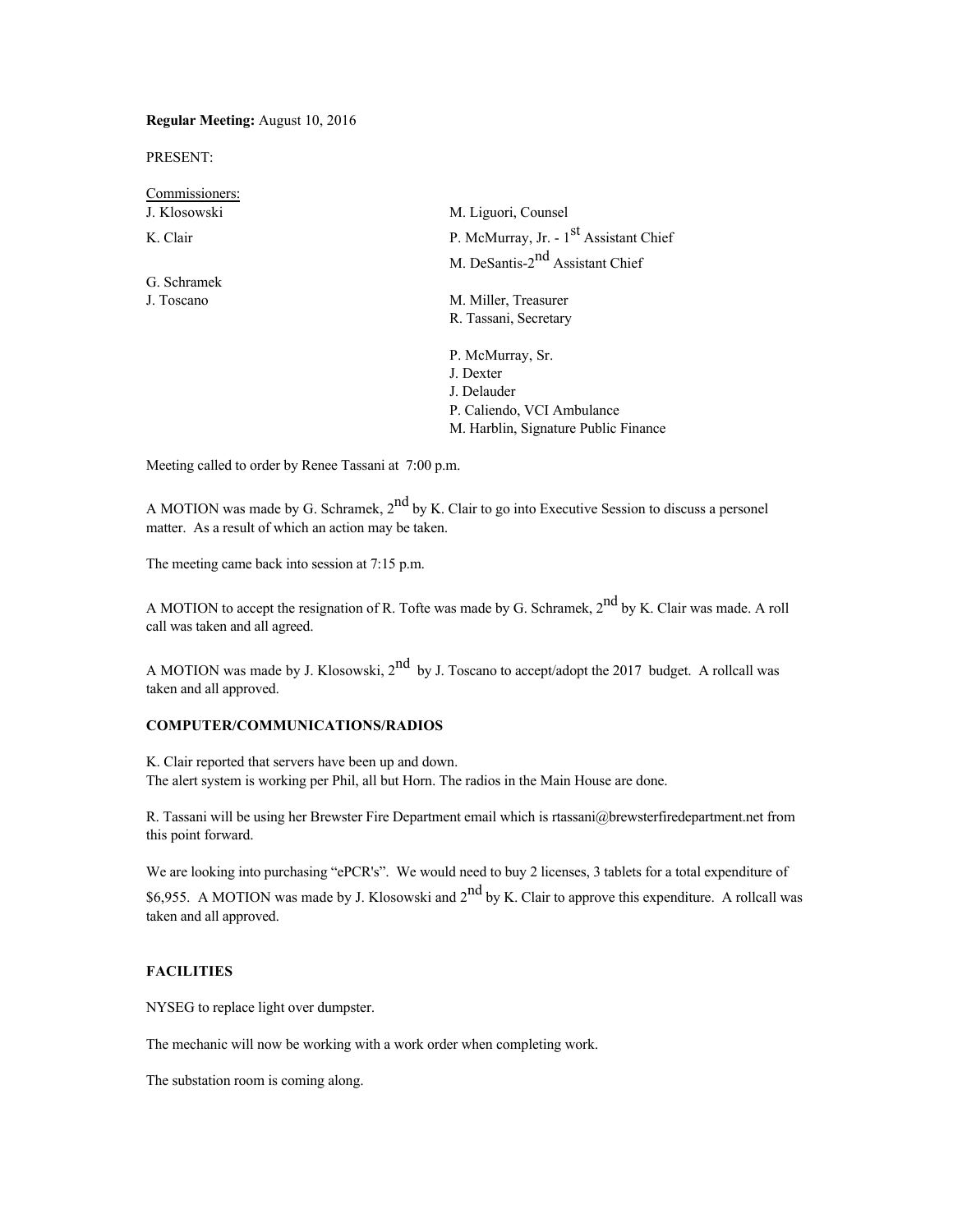**Regular Meeting:** August 10, 2016

PRESENT:

| Commissioners: | |
|---|---|
| J. Klosowski | M. Liguori, Counsel |
| K. Clair | P. McMurray, Jr. - 1st Assistant Chief |
| | M. DeSantis-2nd Assistant Chief |
| G. Schramek | |
| J. Toscano | M. Miller, Treasurer |
| | R. Tassani, Secretary |
| | |
| | P. McMurray, Sr. |
| | J. Dexter |
| | J. Delauder |
| | P. Caliendo, VCI Ambulance |
| | M. Harblin, Signature Public Finance |

Meeting called to order by Renee Tassani at 7:00 p.m.

A MOTION was made by G. Schramek, 2nd by K. Clair to go into Executive Session to discuss a personel matter. As a result of which an action may be taken.

The meeting came back into session at 7:15 p.m.

A MOTION to accept the resignation of R. Tofte was made by G. Schramek, 2nd by K. Clair was made. A roll call was taken and all agreed.

A MOTION was made by J. Klosowski, 2nd by J. Toscano to accept/adopt the 2017 budget. A rollcall was taken and all approved.

**COMPUTER/COMMUNICATIONS/RADIOS**

K. Clair reported that servers have been up and down.
The alert system is working per Phil, all but Horn. The radios in the Main House are done.

R. Tassani will be using her Brewster Fire Department email which is rtassani@brewsterfiredepartment.net from this point forward.

We are looking into purchasing "ePCR's". We would need to buy 2 licenses, 3 tablets for a total expenditure of $6,955. A MOTION was made by J. Klosowski and 2nd by K. Clair to approve this expenditure. A rollcall was taken and all approved.

**FACILITIES**

NYSEG to replace light over dumpster.

The mechanic will now be working with a work order when completing work.

The substation room is coming along.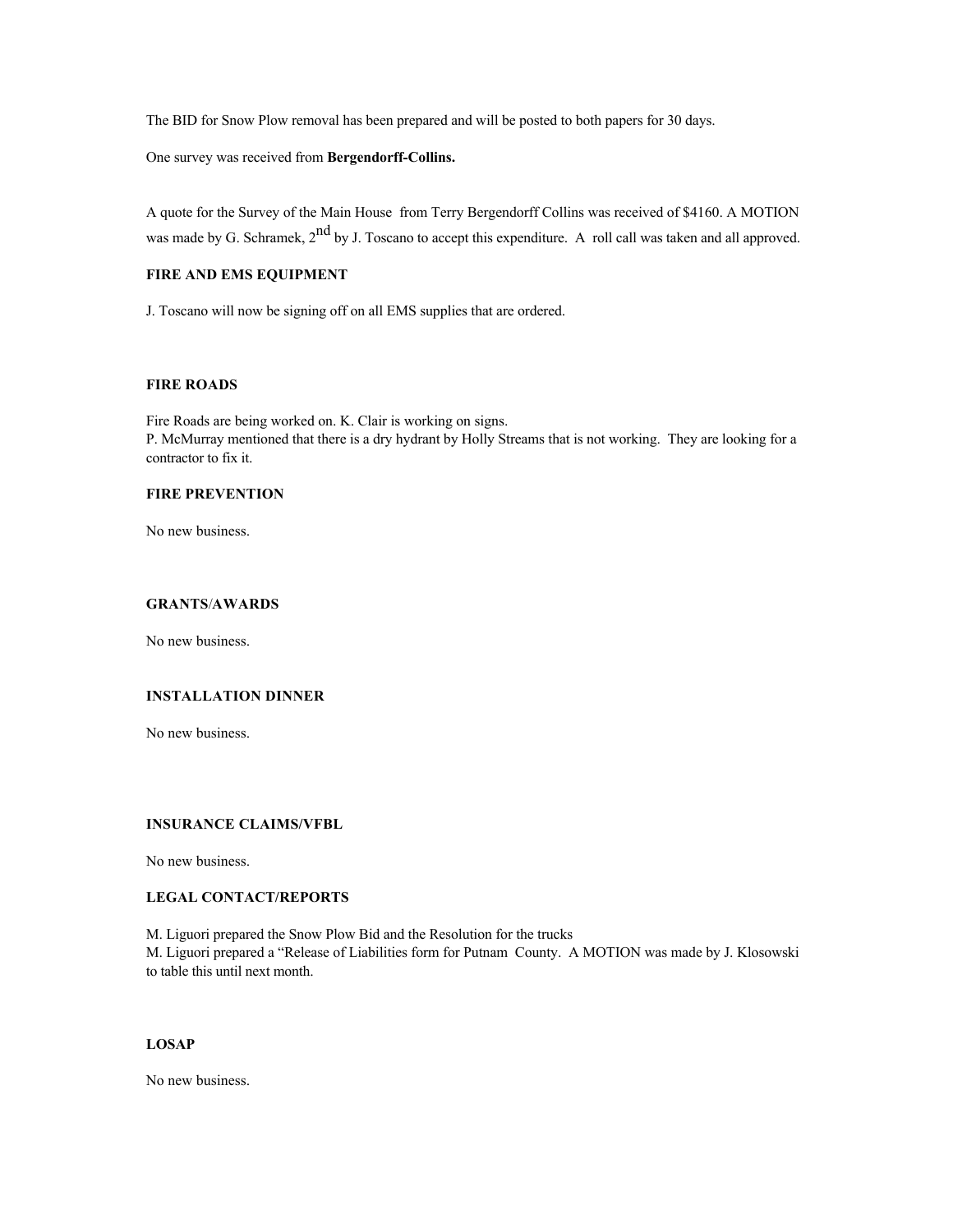The BID for Snow Plow removal has been prepared and will be posted to both papers for 30 days.

One survey was received from **Bergendorff-Collins.**

A quote for the Survey of the Main House from Terry Bergendorff Collins was received of $4160. A MOTION was made by G. Schramek, 2nd by J. Toscano to accept this expenditure. A roll call was taken and all approved.

**FIRE AND EMS EQUIPMENT**

J. Toscano will now be signing off on all EMS supplies that are ordered.

**FIRE ROADS**

Fire Roads are being worked on. K. Clair is working on signs.
P. McMurray mentioned that there is a dry hydrant by Holly Streams that is not working. They are looking for a contractor to fix it.

**FIRE PREVENTION**

No new business.

**GRANTS/AWARDS**

No new business.

**INSTALLATION DINNER**

No new business.

**INSURANCE CLAIMS/VFBL**

No new business.

**LEGAL CONTACT/REPORTS**

M. Liguori prepared the Snow Plow Bid and the Resolution for the trucks
M. Liguori prepared a "Release of Liabilities form for Putnam County. A MOTION was made by J. Klosowski to table this until next month.

**LOSAP**

No new business.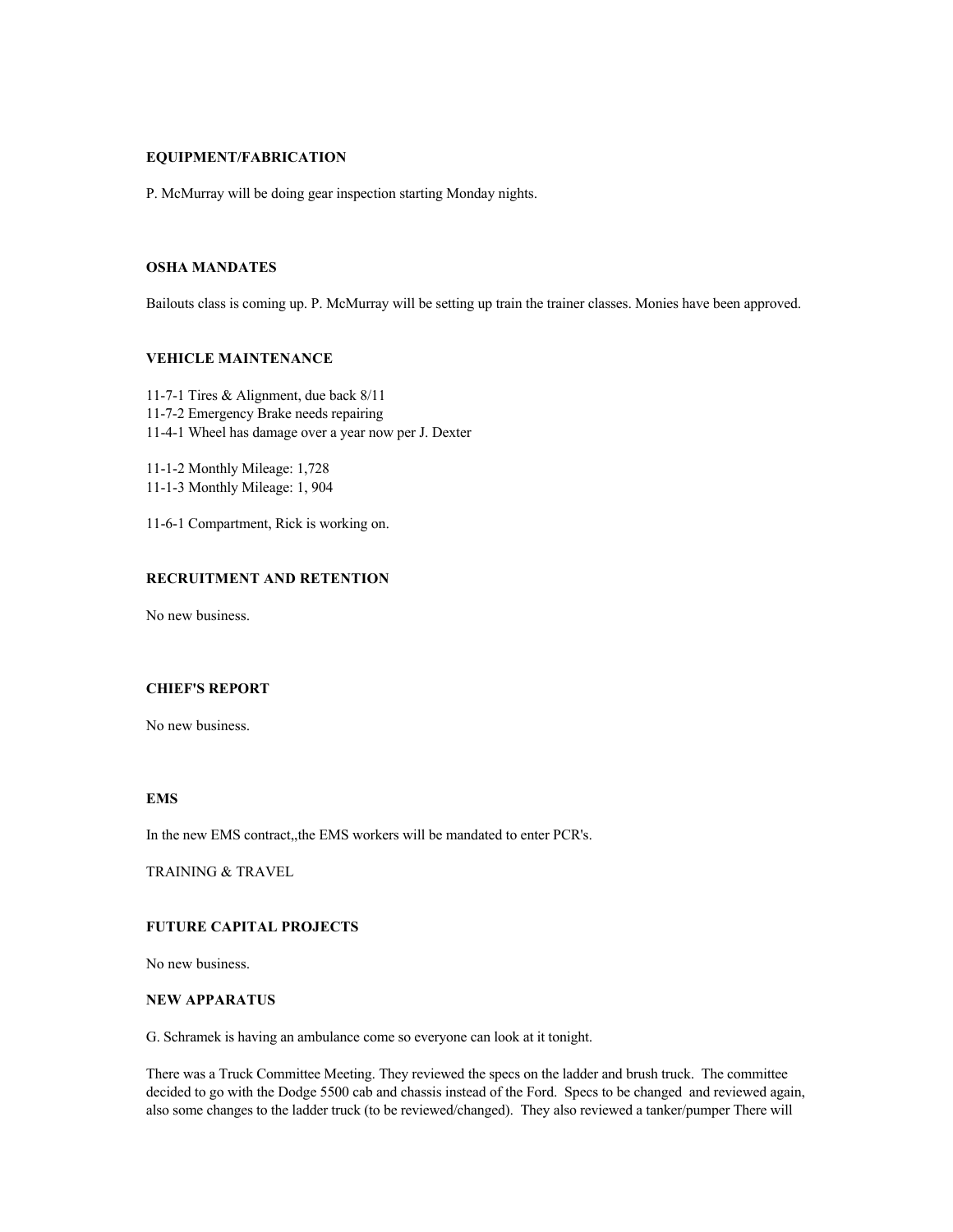### EQUIPMENT/FABRICATION

P. McMurray will be doing gear inspection starting Monday nights.

### OSHA MANDATES

Bailouts class is coming up. P. McMurray will be setting up train the trainer classes. Monies have been approved.

### VEHICLE MAINTENANCE

11-7-1 Tires & Alignment, due back 8/11
11-7-2 Emergency Brake needs repairing
11-4-1 Wheel has damage over a year now per J. Dexter

11-1-2 Monthly Mileage: 1,728
11-1-3 Monthly Mileage: 1, 904

11-6-1 Compartment, Rick is working on.

### RECRUITMENT AND RETENTION

No new business.

### CHIEF'S REPORT

No new business.

### EMS

In the new EMS contract,,the EMS workers will be mandated to enter PCR's.

TRAINING & TRAVEL

### FUTURE CAPITAL PROJECTS

No new business.

### NEW APPARATUS

G. Schramek is having an ambulance come so everyone can look at it tonight.

There was a Truck Committee Meeting. They reviewed the specs on the ladder and brush truck. The committee decided to go with the Dodge 5500 cab and chassis instead of the Ford. Specs to be changed and reviewed again, also some changes to the ladder truck (to be reviewed/changed). They also reviewed a tanker/pumper There will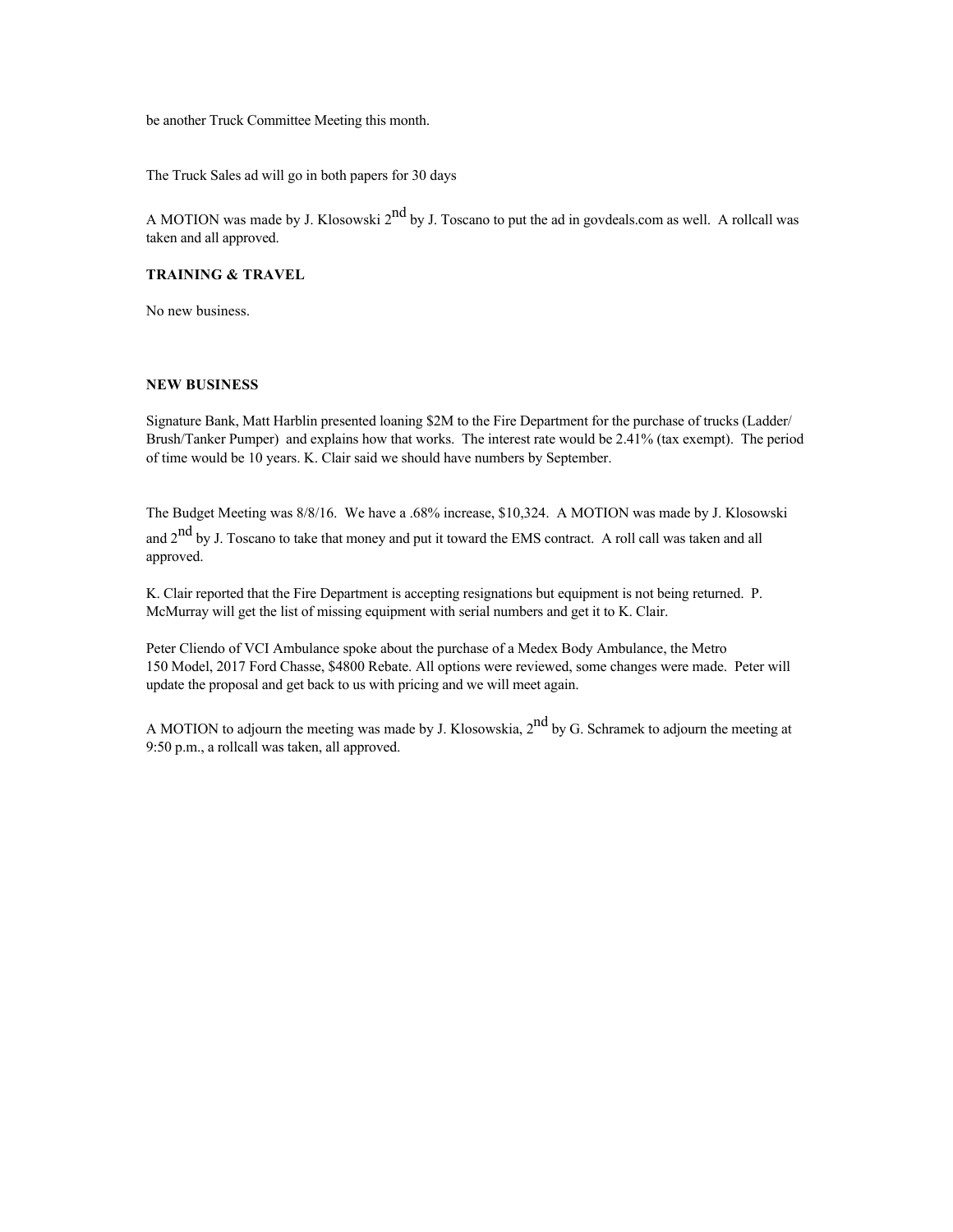be another Truck Committee Meeting this month.

The Truck Sales ad will go in both papers for 30 days

A MOTION was made by J. Klosowski 2nd by J. Toscano to put the ad in govdeals.com as well. A rollcall was taken and all approved.

**TRAINING & TRAVEL**

No new business.

**NEW BUSINESS**

Signature Bank, Matt Harblin presented loaning $2M to the Fire Department for the purchase of trucks (Ladder/ Brush/Tanker Pumper) and explains how that works. The interest rate would be 2.41% (tax exempt). The period of time would be 10 years. K. Clair said we should have numbers by September.

The Budget Meeting was 8/8/16. We have a .68% increase, $10,324. A MOTION was made by J. Klosowski and 2nd by J. Toscano to take that money and put it toward the EMS contract. A roll call was taken and all approved.

K. Clair reported that the Fire Department is accepting resignations but equipment is not being returned. P. McMurray will get the list of missing equipment with serial numbers and get it to K. Clair.

Peter Cliendo of VCI Ambulance spoke about the purchase of a Medex Body Ambulance, the Metro 150 Model, 2017 Ford Chasse, $4800 Rebate. All options were reviewed, some changes were made. Peter will update the proposal and get back to us with pricing and we will meet again.

A MOTION to adjourn the meeting was made by J. Klosowskia, 2nd by G. Schramek to adjourn the meeting at 9:50 p.m., a rollcall was taken, all approved.